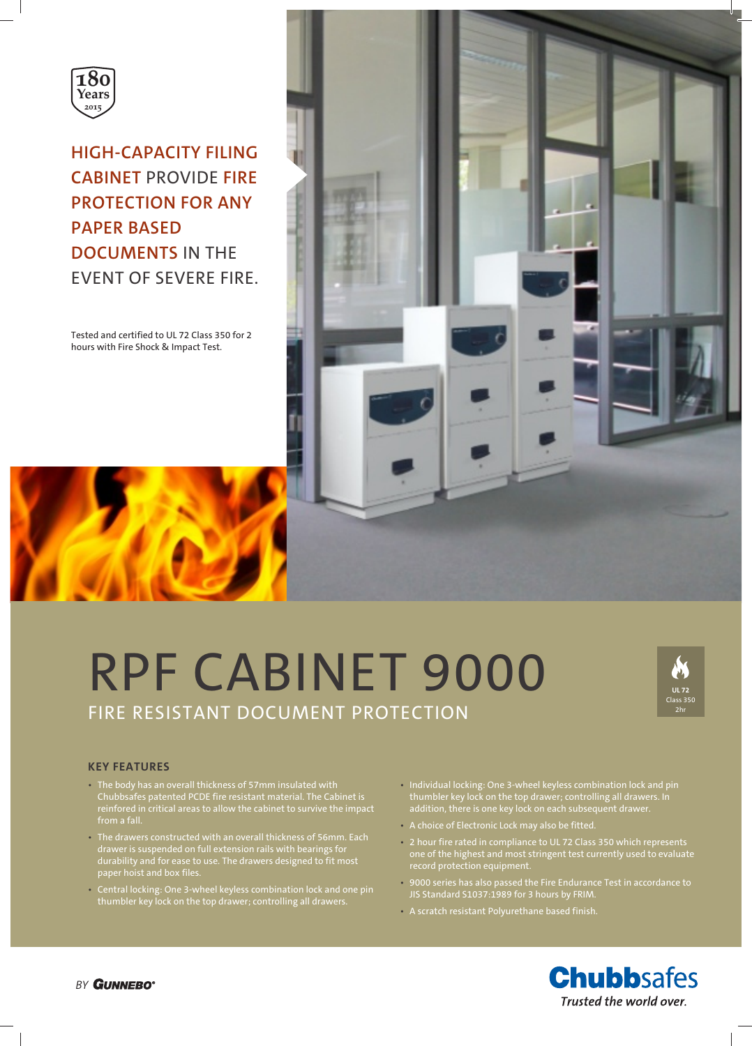180 Years 2015

HIGH-CAPACITY FILING CABINET PROVIDE FIRE PROTECTION FOR ANY PAPER BASED DOCUMENTS IN THE EVENT OF SEVERE FIRE.

Tested and certified to UL 72 Class 350 for 2 hours with Fire Shock & Impact Test.

# RPF CABINET 9000

## FIRE RESISTANT DOCUMENT PROTECTION

UL 72 Class 350 2hr

### KEY FEATURES

- The body has an overall thickness of 57mm insulated with Chubbsafes patented PCDE fire resistant material. The Cabinet is reinforced in critical areas to allow the cabinet to survive the impact from a fall.
- The drawers constructed with an overall thickness of 56mm. Each drawer is suspended on full extension rails with bearings for durability and for ease to use. The drawers designed to fit most paper hoist and box files.
- Central locking: One 3-wheel keyless combination lock and one pin thumbler key lock on the top drawer; controlling all drawers.
- Individual locking: One 3-wheel keyless combination lock and pin thumbler key lock on the top drawer; controlling all drawers. In addition, there is one key lock on each subsequent drawer.
- A choice of Electronic Lock may also be fitted.
- 2 hour fire rated in compliance to UL 72 Class 350 which represents one of the highest and most stringent test currently used to evaluate record protection equipment.
- 9000 series has also passed the Fire Endurance Test in accordance to JIS Standard S1037:1989 for 3 hours by FRIM.
- A scratch resistant Polyurethane based finish.

BY GUNNEBO®

Chubbsafes
*Trusted the world over.*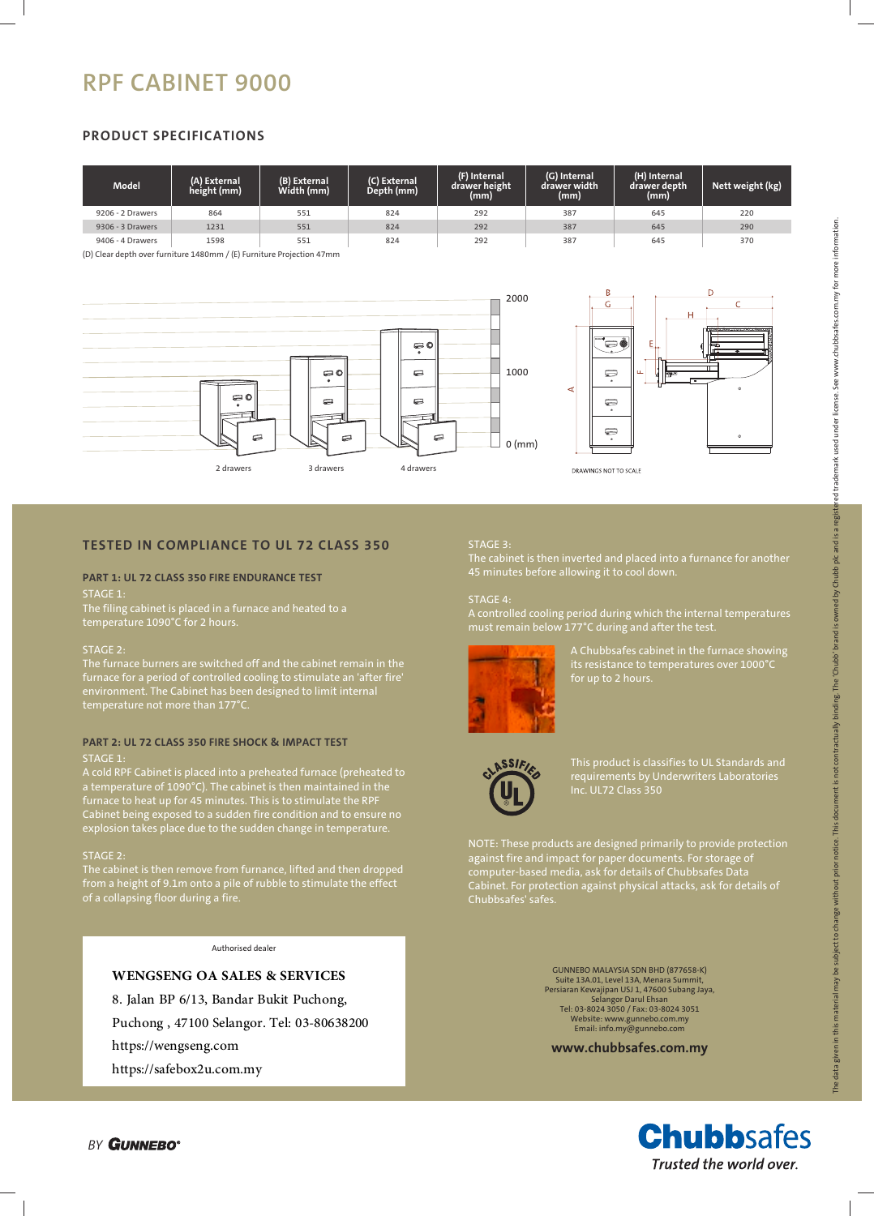# RPF CABINET 9000

## PRODUCT SPECIFICATIONS

| Model | (A) External height (mm) | (B) External Width (mm) | (C) External Depth (mm) | (F) Internal drawer height (mm) | (G) Internal drawer width (mm) | (H) Internal drawer depth (mm) | Nett weight (kg) |
|---|---|---|---|---|---|---|---|
| 9206 - 2 Drawers | 864 | 551 | 824 | 292 | 387 | 645 | 220 |
| 9306 - 3 Drawers | 1231 | 551 | 824 | 292 | 387 | 645 | 290 |
| 9406 - 4 Drawers | 1598 | 551 | 824 | 292 | 387 | 645 | 370 |

(D) Clear depth over furniture 1480mm / (E) Furniture Projection 47mm

2000

1000

0 (mm)

2 drawers

3 drawers

4 drawers

B G D C H E F A

DRAWINGS NOT TO SCALE

## TESTED IN COMPLIANCE TO UL 72 CLASS 350

### PART 1: UL 72 CLASS 350 FIRE ENDURANCE TEST

STAGE 1:
The filing cabinet is placed in a furnace and heated to a temperature 1090°C for 2 hours.

STAGE 2:
The furnace burners are switched off and the cabinet remain in the furnace for a period of controlled cooling to stimulate an 'after fire' environment. The Cabinet has been designed to limit internal temperature not more than 177°C.

### PART 2: UL 72 CLASS 350 FIRE SHOCK & IMPACT TEST

STAGE 1:
A cold RPF Cabinet is placed into a preheated furnace (preheated to a temperature of 1090°C). The cabinet is then maintained in the furnace to heat up for 45 minutes. This is to stimulate the RPF Cabinet being exposed to a sudden fire condition and to ensure no explosion takes place due to the sudden change in temperature.

STAGE 2:
The cabinet is then remove from furnace, lifted and then dropped from a height of 9.1m onto a pile of rubble to stimulate the effect of a collapsing floor during a fire.

STAGE 3:
The cabinet is then inverted and placed into a furnace for another 45 minutes before allowing it to cool down.

STAGE 4:
A controlled cooling period during which the internal temperatures must remain below 177°C during and after the test.

A Chubbsafes cabinet in the furnace showing its resistance to temperatures over 1000°C for up to 2 hours.

This product is classifies to UL Standards and requirements by Underwriters Laboratories Inc. UL72 Class 350

NOTE: These products are designed primarily to provide protection against fire and impact for paper documents. For storage of computer-based media, ask for details of Chubbsafes Data Cabinet. For protection against physical attacks, ask for details of Chubbsafes' safes.

Authorised dealer

**WENGSENG OA SALES & SERVICES**
8. Jalan BP 6/13, Bandar Bukit Puchong,
Puchong , 47100 Selangor. Tel: 03-80638200
https://wengseng.com
https://safebox2u.com.my

GUNNEBO MALAYSIA SDN BHD (877658-K)
Suite 13A.01, Level 13A, Menara Summit,
Persiaran Kewajipan USJ 1, 47600 Subang Jaya,
Selangor Darul Ehsan
Tel: 03-8024 3050 / Fax: 03-8024 3051
Website: www.gunnebo.com.my
Email: info.my@gunnebo.com

**www.chubbsafes.com.my**

The data given in this material may be subject to change without prior notice. This document is not contractually binding. The 'Chubb' brand is owned by Chubb plc and is a registered trademark used under license. See www.chubbsafes.com.my for more information.

BY GUNNEBO®

Chubbsafes
*Trusted the world over.*